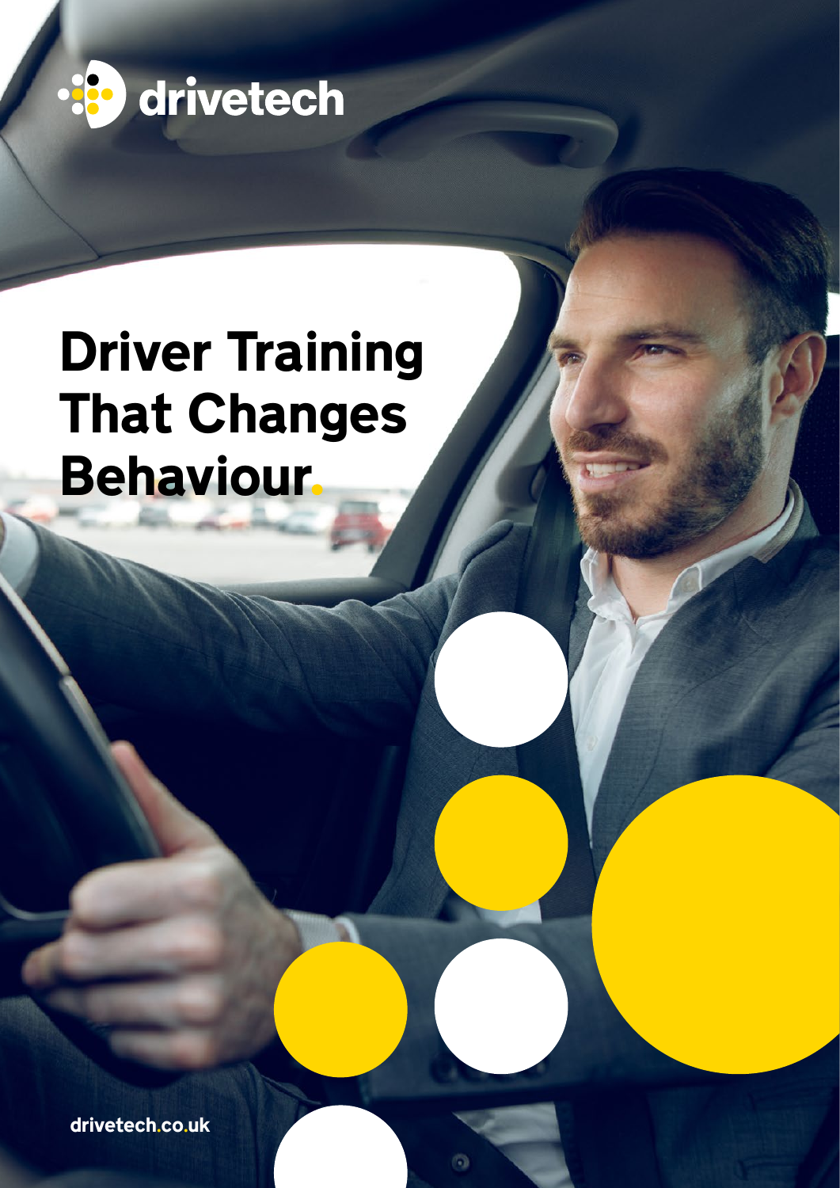drivetech

# Driver Training That Changes Behaviour.

drivetech.co.uk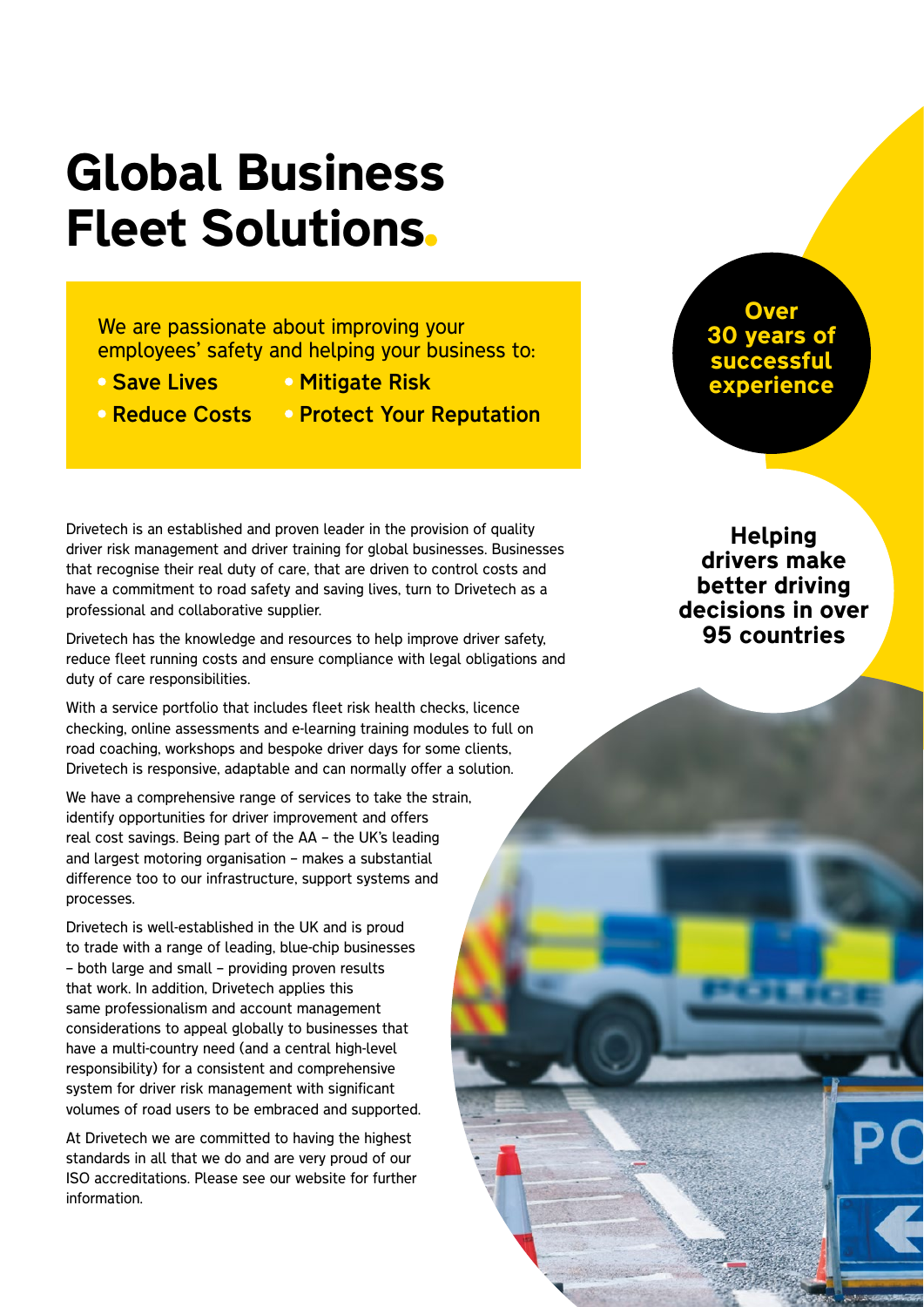# Global Business Fleet Solutions.

We are passionate about improving your employees' safety and helping your business to:

- **Save Lives**
- **Mitigate Risk**
- **Reduce Costs**
- **Protect Your Reputation**

**Over 30 years of successful experience**

**Helping drivers make better driving decisions in over 95 countries**

Drivetech is an established and proven leader in the provision of quality driver risk management and driver training for global businesses. Businesses that recognise their real duty of care, that are driven to control costs and have a commitment to road safety and saving lives, turn to Drivetech as a professional and collaborative supplier.

Drivetech has the knowledge and resources to help improve driver safety, reduce fleet running costs and ensure compliance with legal obligations and duty of care responsibilities.

With a service portfolio that includes fleet risk health checks, licence checking, online assessments and e-learning training modules to full on road coaching, workshops and bespoke driver days for some clients, Drivetech is responsive, adaptable and can normally offer a solution.

We have a comprehensive range of services to take the strain, identify opportunities for driver improvement and offers real cost savings. Being part of the AA – the UK's leading and largest motoring organisation – makes a substantial difference too to our infrastructure, support systems and processes.

Drivetech is well-established in the UK and is proud to trade with a range of leading, blue-chip businesses – both large and small – providing proven results that work. In addition, Drivetech applies this same professionalism and account management considerations to appeal globally to businesses that have a multi-country need (and a central high-level responsibility) for a consistent and comprehensive system for driver risk management with significant volumes of road users to be embraced and supported.

At Drivetech we are committed to having the highest standards in all that we do and are very proud of our ISO accreditations. Please see our website for further information.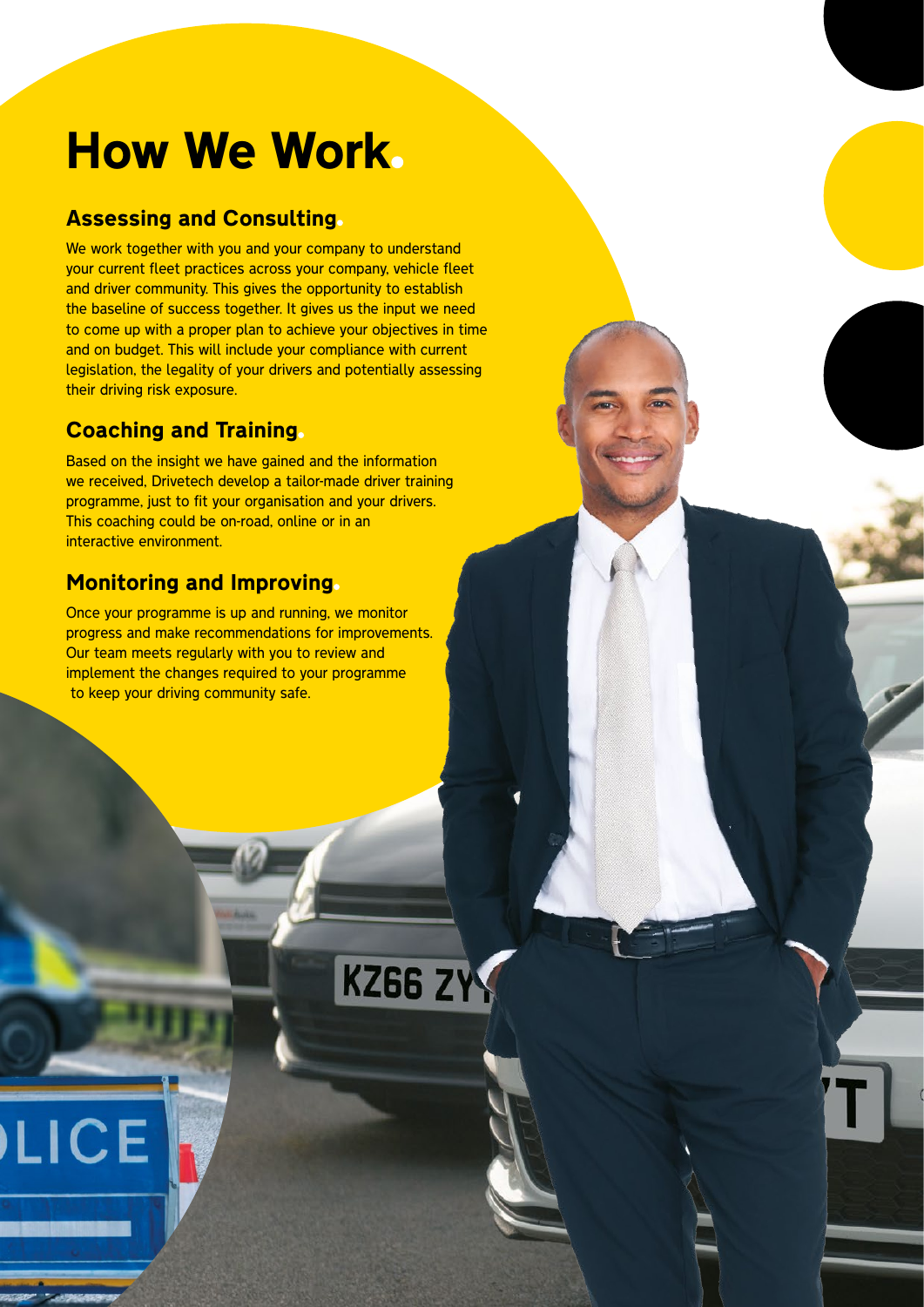# How We Work.

## Assessing and Consulting.

We work together with you and your company to understand your current fleet practices across your company, vehicle fleet and driver community. This gives the opportunity to establish the baseline of success together. It gives us the input we need to come up with a proper plan to achieve your objectives in time and on budget. This will include your compliance with current legislation, the legality of your drivers and potentially assessing their driving risk exposure.

## Coaching and Training.

Based on the insight we have gained and the information we received, Drivetech develop a tailor-made driver training programme, just to fit your organisation and your drivers. This coaching could be on-road, online or in an interactive environment.

## Monitoring and Improving.

Once your programme is up and running, we monitor progress and make recommendations for improvements. Our team meets regularly with you to review and implement the changes required to your programme to keep your driving community safe.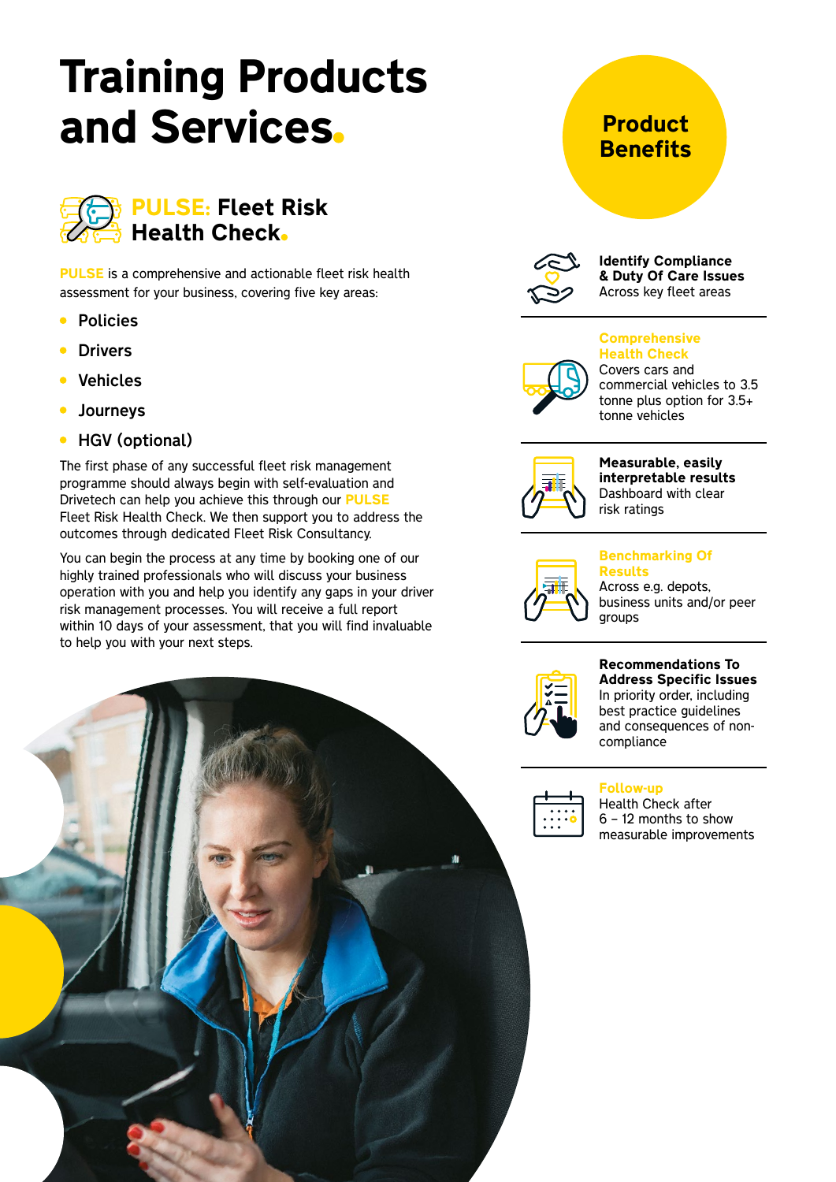# Training Products and Services.

## PULSE: Fleet Risk Health Check.

PULSE is a comprehensive and actionable fleet risk health assessment for your business, covering five key areas:

- Policies
- Drivers
- Vehicles
- Journeys
- HGV (optional)

The first phase of any successful fleet risk management programme should always begin with self-evaluation and Drivetech can help you achieve this through our PULSE Fleet Risk Health Check. We then support you to address the outcomes through dedicated Fleet Risk Consultancy.

You can begin the process at any time by booking one of our highly trained professionals who will discuss your business operation with you and help you identify any gaps in your driver risk management processes. You will receive a full report within 10 days of your assessment, that you will find invaluable to help you with your next steps.

## Product Benefits

**Identify Compliance & Duty Of Care Issues**
Across key fleet areas

**Comprehensive Health Check**
Covers cars and commercial vehicles to 3.5 tonne plus option for 3.5+ tonne vehicles

**Measurable, easily interpretable results**
Dashboard with clear risk ratings

**Benchmarking Of Results**
Across e.g. depots, business units and/or peer groups

**Recommendations To Address Specific Issues**
In priority order, including best practice guidelines and consequences of non-compliance

**Follow-up**
Health Check after 6 – 12 months to show measurable improvements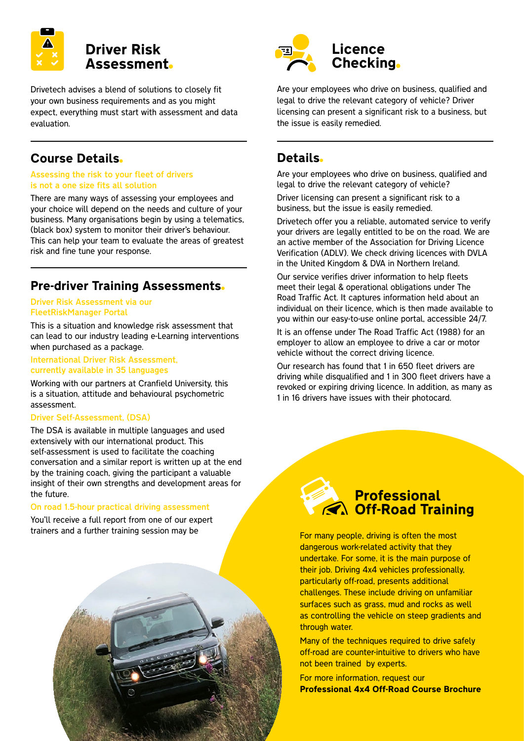## Driver Risk Assessment.

Drivetech advises a blend of solutions to closely fit your own business requirements and as you might expect, everything must start with assessment and data evaluation.

### Course Details.

**Assessing the risk to your fleet of drivers is not a one size fits all solution**

There are many ways of assessing your employees and your choice will depend on the needs and culture of your business. Many organisations begin by using a telematics, (black box) system to monitor their driver's behaviour. This can help your team to evaluate the areas of greatest risk and fine tune your response.

### Pre-driver Training Assessments.

**Driver Risk Assessment via our FleetRiskManager Portal**

This is a situation and knowledge risk assessment that can lead to our industry leading e-Learning interventions when purchased as a package.

**International Driver Risk Assessment, currently available in 35 languages**

Working with our partners at Cranfield University, this is a situation, attitude and behavioural psychometric assessment.

**Driver Self-Assessment, (DSA)**

The DSA is available in multiple languages and used extensively with our international product. This self-assessment is used to facilitate the coaching conversation and a similar report is written up at the end by the training coach, giving the participant a valuable insight of their own strengths and development areas for the future.

**On road 1.5-hour practical driving assessment**

You'll receive a full report from one of our expert trainers and a further training session may be

## Licence Checking.

Are your employees who drive on business, qualified and legal to drive the relevant category of vehicle? Driver licensing can present a significant risk to a business, but the issue is easily remedied.

### Details.

Are your employees who drive on business, qualified and legal to drive the relevant category of vehicle?

Driver licensing can present a significant risk to a business, but the issue is easily remedied.

Drivetech offer you a reliable, automated service to verify your drivers are legally entitled to be on the road. We are an active member of the Association for Driving Licence Verification (ADLV). We check driving licences with DVLA in the United Kingdom & DVA in Northern Ireland.

Our service verifies driver information to help fleets meet their legal & operational obligations under The Road Traffic Act. It captures information held about an individual on their licence, which is then made available to you within our easy-to-use online portal, accessible 24/7.

It is an offense under The Road Traffic Act (1988) for an employer to allow an employee to drive a car or motor vehicle without the correct driving licence.

Our research has found that 1 in 650 fleet drivers are driving while disqualified and 1 in 300 fleet drivers have a revoked or expiring driving licence. In addition, as many as 1 in 16 drivers have issues with their photocard.

## Professional Off-Road Training

For many people, driving is often the most dangerous work-related activity that they undertake. For some, it is the main purpose of their job. Driving 4x4 vehicles professionally, particularly off-road, presents additional challenges. These include driving on unfamiliar surfaces such as grass, mud and rocks as well as controlling the vehicle on steep gradients and through water.

Many of the techniques required to drive safely off-road are counter-intuitive to drivers who have not been trained by experts.

For more information, request our **Professional 4x4 Off-Road Course Brochure**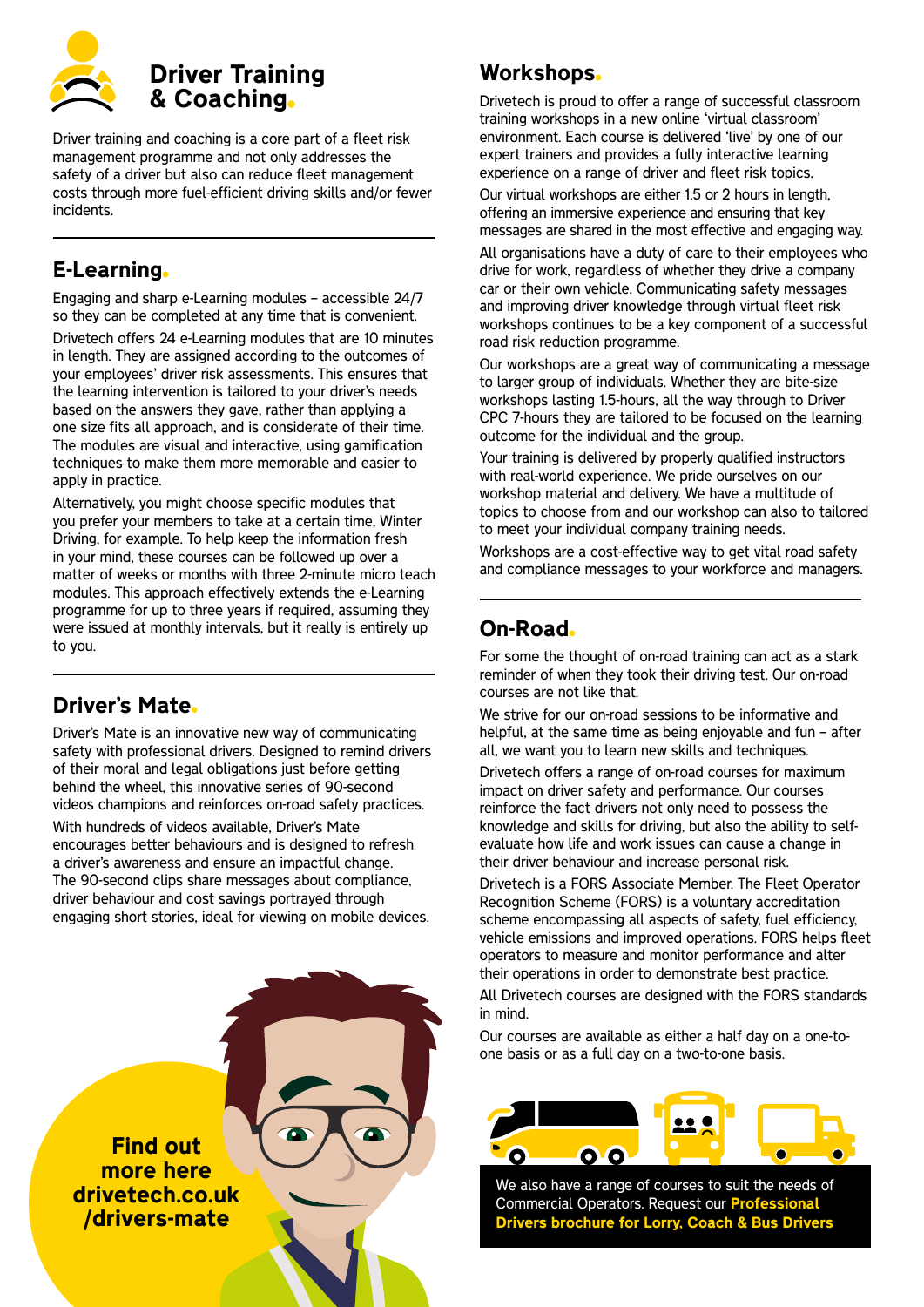# Driver Training & Coaching

Driver training and coaching is a core part of a fleet risk management programme and not only addresses the safety of a driver but also can reduce fleet management costs through more fuel-efficient driving skills and/or fewer incidents.

## E-Learning

Engaging and sharp e-Learning modules – accessible 24/7 so they can be completed at any time that is convenient.

Drivetech offers 24 e-Learning modules that are 10 minutes in length. They are assigned according to the outcomes of your employees' driver risk assessments. This ensures that the learning intervention is tailored to your driver's needs based on the answers they gave, rather than applying a one size fits all approach, and is considerate of their time. The modules are visual and interactive, using gamification techniques to make them more memorable and easier to apply in practice.

Alternatively, you might choose specific modules that you prefer your members to take at a certain time, Winter Driving, for example. To help keep the information fresh in your mind, these courses can be followed up over a matter of weeks or months with three 2-minute micro teach modules. This approach effectively extends the e-Learning programme for up to three years if required, assuming they were issued at monthly intervals, but it really is entirely up to you.

## Driver's Mate

Driver's Mate is an innovative new way of communicating safety with professional drivers. Designed to remind drivers of their moral and legal obligations just before getting behind the wheel, this innovative series of 90-second videos champions and reinforces on-road safety practices.

With hundreds of videos available, Driver's Mate encourages better behaviours and is designed to refresh a driver's awareness and ensure an impactful change. The 90-second clips share messages about compliance, driver behaviour and cost savings portrayed through engaging short stories, ideal for viewing on mobile devices.

**Find out more here drivetech.co.uk /drivers-mate**

## Workshops

Drivetech is proud to offer a range of successful classroom training workshops in a new online 'virtual classroom' environment. Each course is delivered 'live' by one of our expert trainers and provides a fully interactive learning experience on a range of driver and fleet risk topics.

Our virtual workshops are either 1.5 or 2 hours in length, offering an immersive experience and ensuring that key messages are shared in the most effective and engaging way.

All organisations have a duty of care to their employees who drive for work, regardless of whether they drive a company car or their own vehicle. Communicating safety messages and improving driver knowledge through virtual fleet risk workshops continues to be a key component of a successful road risk reduction programme.

Our workshops are a great way of communicating a message to larger group of individuals. Whether they are bite-size workshops lasting 1.5-hours, all the way through to Driver CPC 7-hours they are tailored to be focused on the learning outcome for the individual and the group.

Your training is delivered by properly qualified instructors with real-world experience. We pride ourselves on our workshop material and delivery. We have a multitude of topics to choose from and our workshop can also to tailored to meet your individual company training needs.

Workshops are a cost-effective way to get vital road safety and compliance messages to your workforce and managers.

## On-Road

For some the thought of on-road training can act as a stark reminder of when they took their driving test. Our on-road courses are not like that.

We strive for our on-road sessions to be informative and helpful, at the same time as being enjoyable and fun – after all, we want you to learn new skills and techniques.

Drivetech offers a range of on-road courses for maximum impact on driver safety and performance. Our courses reinforce the fact drivers not only need to possess the knowledge and skills for driving, but also the ability to self-evaluate how life and work issues can cause a change in their driver behaviour and increase personal risk.

Drivetech is a FORS Associate Member. The Fleet Operator Recognition Scheme (FORS) is a voluntary accreditation scheme encompassing all aspects of safety, fuel efficiency, vehicle emissions and improved operations. FORS helps fleet operators to measure and monitor performance and alter their operations in order to demonstrate best practice.

All Drivetech courses are designed with the FORS standards in mind.

Our courses are available as either a half day on a one-to-one basis or as a full day on a two-to-one basis.

We also have a range of courses to suit the needs of Commercial Operators. Request our **Professional Drivers brochure for Lorry, Coach & Bus Drivers**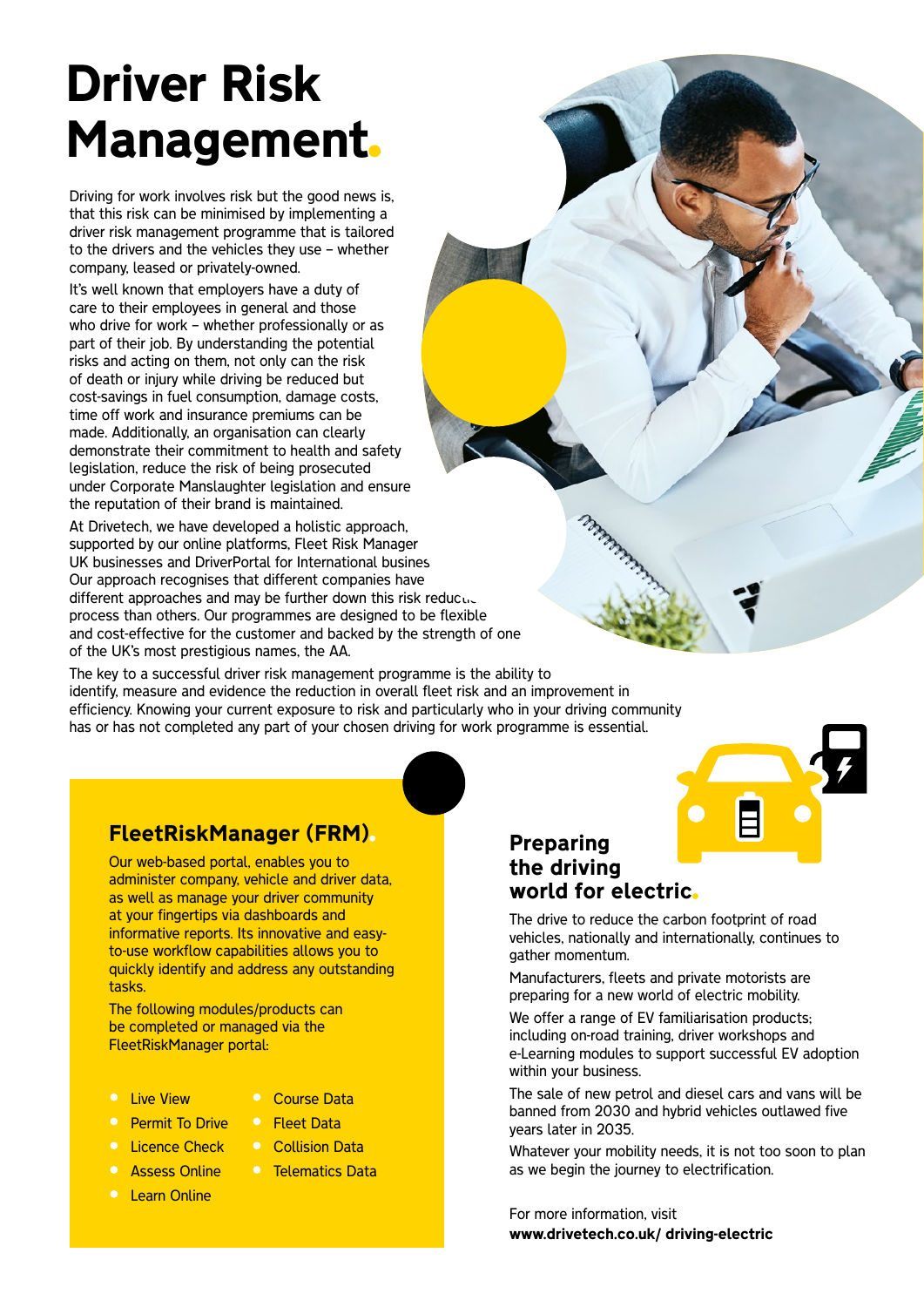# Driver Risk Management.

Driving for work involves risk but the good news is, that this risk can be minimised by implementing a driver risk management programme that is tailored to the drivers and the vehicles they use – whether company, leased or privately-owned.

It's well known that employers have a duty of care to their employees in general and those who drive for work – whether professionally or as part of their job. By understanding the potential risks and acting on them, not only can the risk of death or injury while driving be reduced but cost-savings in fuel consumption, damage costs, time off work and insurance premiums can be made. Additionally, an organisation can clearly demonstrate their commitment to health and safety legislation, reduce the risk of being prosecuted under Corporate Manslaughter legislation and ensure the reputation of their brand is maintained.

At Drivetech, we have developed a holistic approach, supported by our online platforms, Fleet Risk Manager UK businesses and DriverPortal for International busines Our approach recognises that different companies have different approaches and may be further down this risk reductio process than others. Our programmes are designed to be flexible and cost-effective for the customer and backed by the strength of one of the UK's most prestigious names, the AA.

The key to a successful driver risk management programme is the ability to identify, measure and evidence the reduction in overall fleet risk and an improvement in efficiency. Knowing your current exposure to risk and particularly who in your driving community has or has not completed any part of your chosen driving for work programme is essential.

## FleetRiskManager (FRM).

Our web-based portal, enables you to administer company, vehicle and driver data, as well as manage your driver community at your fingertips via dashboards and informative reports. Its innovative and easy-to-use workflow capabilities allows you to quickly identify and address any outstanding tasks.

The following modules/products can be completed or managed via the FleetRiskManager portal:

- Live View
- Permit To Drive
- Licence Check
- Assess Online
- Learn Online
- Course Data
- Fleet Data
- Collision Data
- Telematics Data

## Preparing the driving world for electric.

The drive to reduce the carbon footprint of road vehicles, nationally and internationally, continues to gather momentum.

Manufacturers, fleets and private motorists are preparing for a new world of electric mobility.

We offer a range of EV familiarisation products; including on-road training, driver workshops and e-Learning modules to support successful EV adoption within your business.

The sale of new petrol and diesel cars and vans will be banned from 2030 and hybrid vehicles outlawed five years later in 2035.

Whatever your mobility needs, it is not too soon to plan as we begin the journey to electrification.

For more information, visit
**www.drivetech.co.uk/ driving-electric**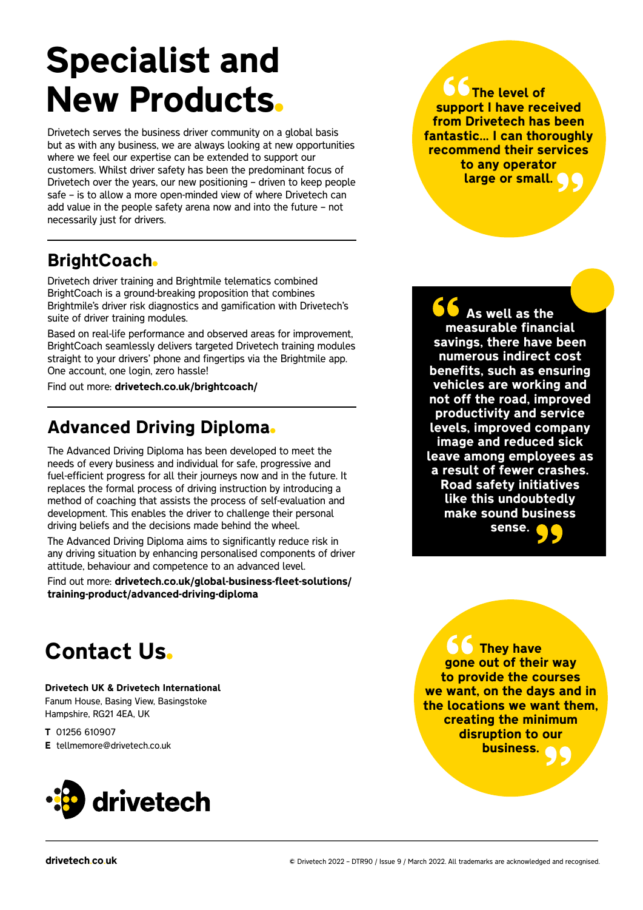# Specialist and New Products.

Drivetech serves the business driver community on a global basis but as with any business, we are always looking at new opportunities where we feel our expertise can be extended to support our customers. Whilst driver safety has been the predominant focus of Drivetech over the years, our new positioning – driven to keep people safe – is to allow a more open-minded view of where Drivetech can add value in the people safety arena now and into the future – not necessarily just for drivers.

## BrightCoach.

Drivetech driver training and Brightmile telematics combined
BrightCoach is a ground-breaking proposition that combines Brightmile's driver risk diagnostics and gamification with Drivetech's suite of driver training modules.

Based on real-life performance and observed areas for improvement, BrightCoach seamlessly delivers targeted Drivetech training modules straight to your drivers' phone and fingertips via the Brightmile app. One account, one login, zero hassle!

Find out more: **drivetech.co.uk/brightcoach/**

## Advanced Driving Diploma.

The Advanced Driving Diploma has been developed to meet the needs of every business and individual for safe, progressive and fuel-efficient progress for all their journeys now and in the future. It replaces the formal process of driving instruction by introducing a method of coaching that assists the process of self-evaluation and development. This enables the driver to challenge their personal driving beliefs and the decisions made behind the wheel.

The Advanced Driving Diploma aims to significantly reduce risk in any driving situation by enhancing personalised components of driver attitude, behaviour and competence to an advanced level.

Find out more: **drivetech.co.uk/global-business-fleet-solutions/training-product/advanced-driving-diploma**

> **"The level of support I have received from Drivetech has been fantastic… I can thoroughly recommend their services to any operator large or small."**

> **"As well as the measurable financial savings, there have been numerous indirect cost benefits, such as ensuring vehicles are working and not off the road, improved productivity and service levels, improved company image and reduced sick leave among employees as a result of fewer crashes. Road safety initiatives like this undoubtedly make sound business sense."**

> **"They have gone out of their way to provide the courses we want, on the days and in the locations we want them, creating the minimum disruption to our business."**

# Contact Us.

**Drivetech UK & Drivetech International**
Fanum House, Basing View, Basingstoke
Hampshire, RG21 4EA, UK

**T** 01256 610907
**E** tellmemore@drivetech.co.uk

drivetech

**drivetech.co.uk**

© Drivetech 2022 – DTR90 / Issue 9 / March 2022. All trademarks are acknowledged and recognised.